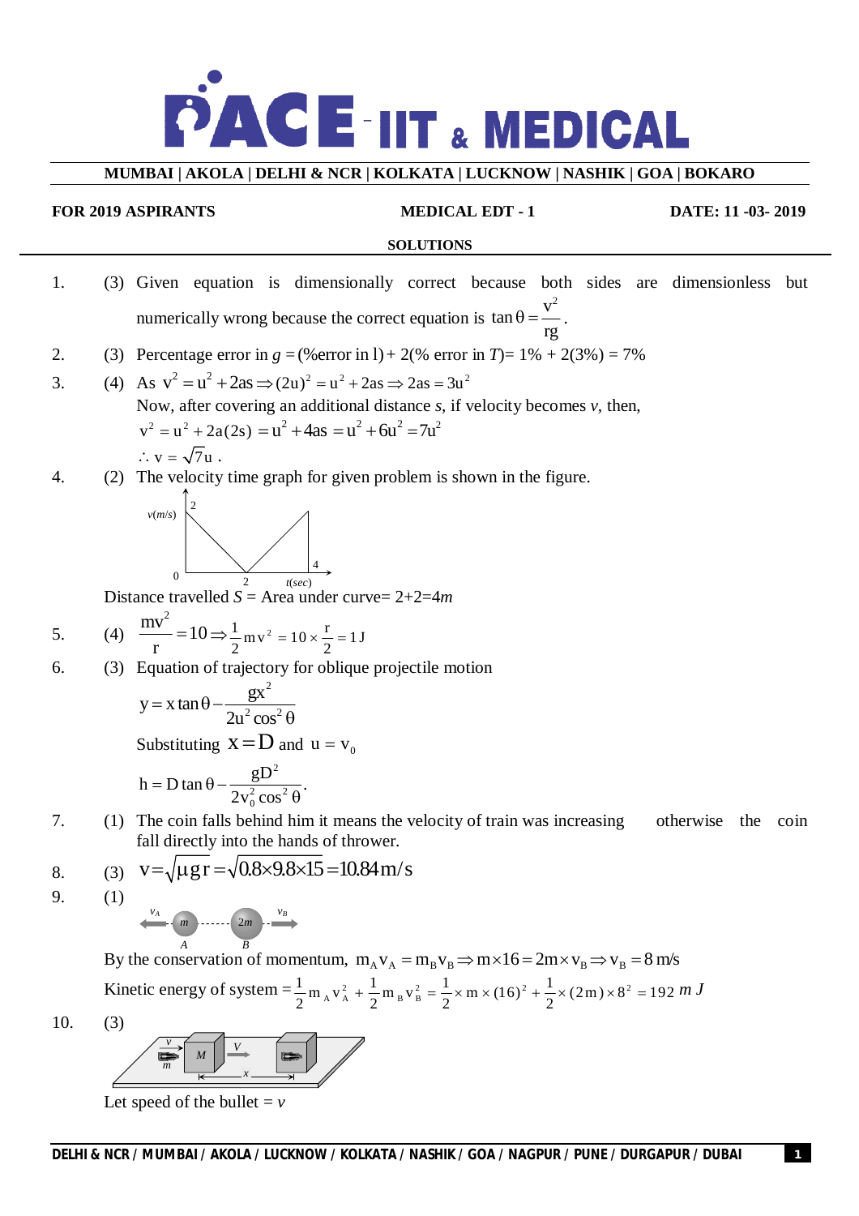# PACE IIT & MEDICAL

**MUMBAI | AKOLA | DELHI & NCR | KOLKATA | LUCKNOW | NASHIK | GOA | BOKARO**

**FOR 2019 ASPIRANTS** **MEDICAL EDT - 1** **DATE: 11 -03- 2019**

**SOLUTIONS**

1. (3) Given equation is dimensionally correct because both sides are dimensionless but numerically wrong because the correct equation is $\tan\theta = \frac{v^2}{rg}$.

2. (3) Percentage error in $g$ = (%error in l) + 2(% error in $T$) = 1% + 2(3%) = 7%

3. (4) As $v^2 = u^2 + 2as \Rightarrow (2u)^2 = u^2 + 2as \Rightarrow 2as = 3u^2$
   Now, after covering an additional distance $s$, if velocity becomes $v$, then,
   $v^2 = u^2 + 2a(2s) = u^2 + 4as = u^2 + 6u^2 = 7u^2$
   $\therefore v = \sqrt{7}u$ .

4. (2) The velocity time graph for given problem is shown in the figure.
   Distance travelled $S$ = Area under curve= 2+2=4$m$

5. (4) $\frac{mv^2}{r} = 10 \Rightarrow \frac{1}{2}mv^2 = 10 \times \frac{r}{2} = 1\,J$

6. (3) Equation of trajectory for oblique projectile motion
   $$y = x\tan\theta - \frac{gx^2}{2u^2\cos^2\theta}$$
   Substituting $x = D$ and $u = v_0$
   $$h = D\tan\theta - \frac{gD^2}{2v_0^2\cos^2\theta}.$$

7. (1) The coin falls behind him it means the velocity of train was increasing otherwise the coin fall directly into the hands of thrower.

8. (3) $v = \sqrt{\mu g r} = \sqrt{0.8 \times 9.8 \times 15} = 10.84\,m/s$

9. (1)
   By the conservation of momentum, $m_A v_A = m_B v_B \Rightarrow m \times 16 = 2m \times v_B \Rightarrow v_B = 8\,m/s$
   Kinetic energy of system $= \frac{1}{2}m_A v_A^2 + \frac{1}{2}m_B v_B^2 = \frac{1}{2} \times m \times (16)^2 + \frac{1}{2} \times (2m) \times 8^2 = 192\,m\,J$

10. (3)
    Let speed of the bullet = $v$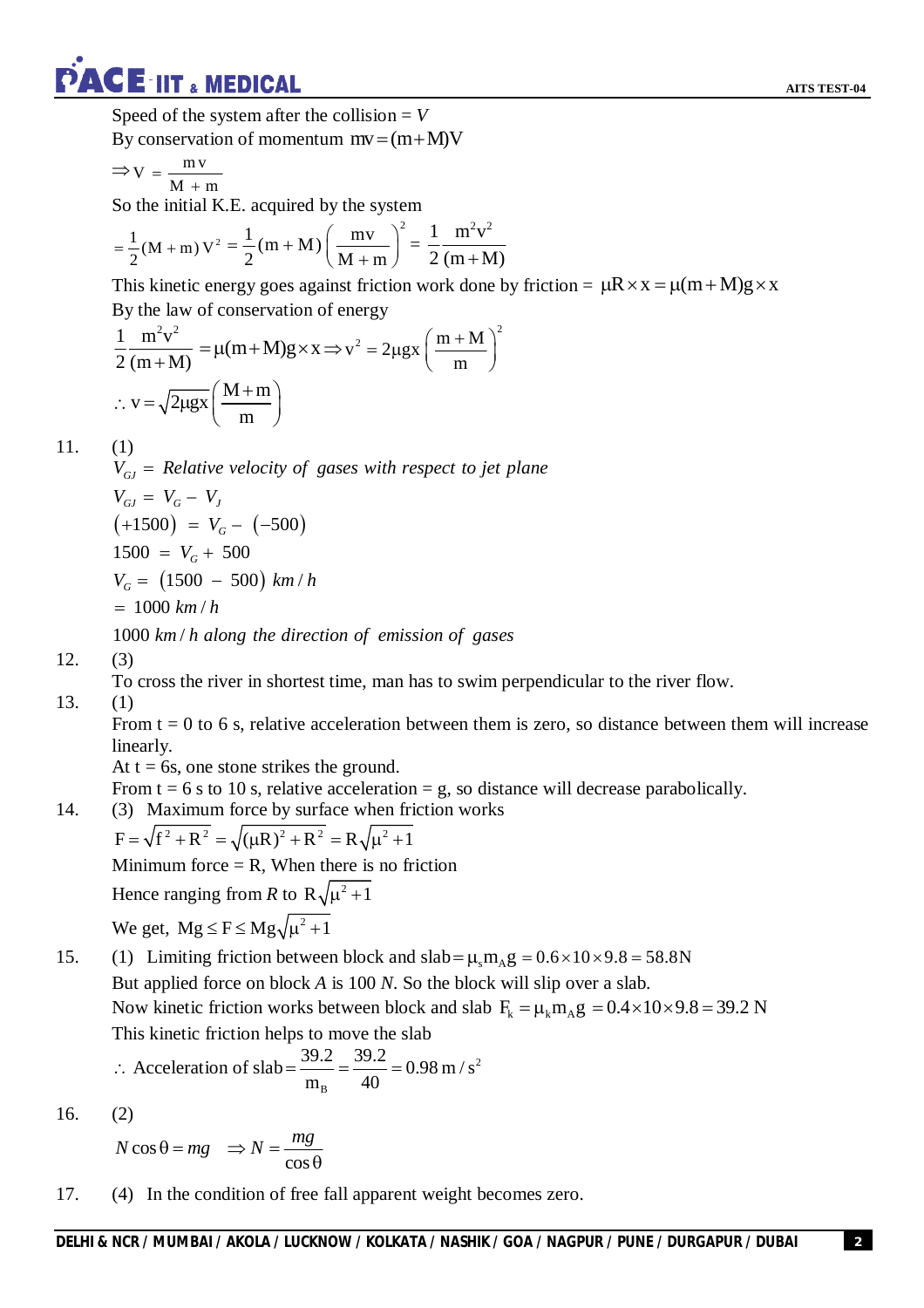Speed of the system after the collision = $V$

By conservation of momentum $mv = (m+M)V$

$$\Rightarrow V = \frac{mv}{M+m}$$

So the initial K.E. acquired by the system

$$= \frac{1}{2}(M+m)V^2 = \frac{1}{2}(m+M)\left(\frac{mv}{M+m}\right)^2 = \frac{1}{2}\frac{m^2v^2}{(m+M)}$$

This kinetic energy goes against friction work done by friction = $\mu R \times x = \mu(m+M)g \times x$

By the law of conservation of energy

$$\frac{1}{2}\frac{m^2v^2}{(m+M)} = \mu(m+M)g \times x \Rightarrow v^2 = 2\mu gx\left(\frac{m+M}{m}\right)^2$$

$$\therefore v = \sqrt{2\mu gx}\left(\frac{M+m}{m}\right)$$

11. (1)

$V_{GJ}$ = *Relative velocity of gases with respect to jet plane*

$$V_{GJ} = V_G - V_J$$

$$(+1500) = V_G - (-500)$$

$$1500 = V_G + 500$$

$$V_G = (1500 - 500)\ km/h$$

$$= 1000\ km/h$$

$1000\ km/h$ *along the direction of emission of gases*

12. (3)

To cross the river in shortest time, man has to swim perpendicular to the river flow.

13. (1)

From t = 0 to 6 s, relative acceleration between them is zero, so distance between them will increase linearly.

At t = 6s, one stone strikes the ground.

From t = 6 s to 10 s, relative acceleration = g, so distance will decrease parabolically.

14. (3) Maximum force by surface when friction works

$$F = \sqrt{f^2 + R^2} = \sqrt{(\mu R)^2 + R^2} = R\sqrt{\mu^2 + 1}$$

Minimum force = R, When there is no friction

Hence ranging from $R$ to $R\sqrt{\mu^2+1}$

We get, $Mg \le F \le Mg\sqrt{\mu^2+1}$

15. (1) Limiting friction between block and slab $= \mu_s m_A g = 0.6 \times 10 \times 9.8 = 58.8\text{N}$

But applied force on block *A* is 100 *N*. So the block will slip over a slab.

Now kinetic friction works between block and slab $F_k = \mu_k m_A g = 0.4 \times 10 \times 9.8 = 39.2\ \text{N}$

This kinetic friction helps to move the slab

$$\therefore \text{Acceleration of slab} = \frac{39.2}{m_B} = \frac{39.2}{40} = 0.98\ \text{m/s}^2$$

16. (2)

$$N\cos\theta = mg \quad \Rightarrow N = \frac{mg}{\cos\theta}$$

17. (4) In the condition of free fall apparent weight becomes zero.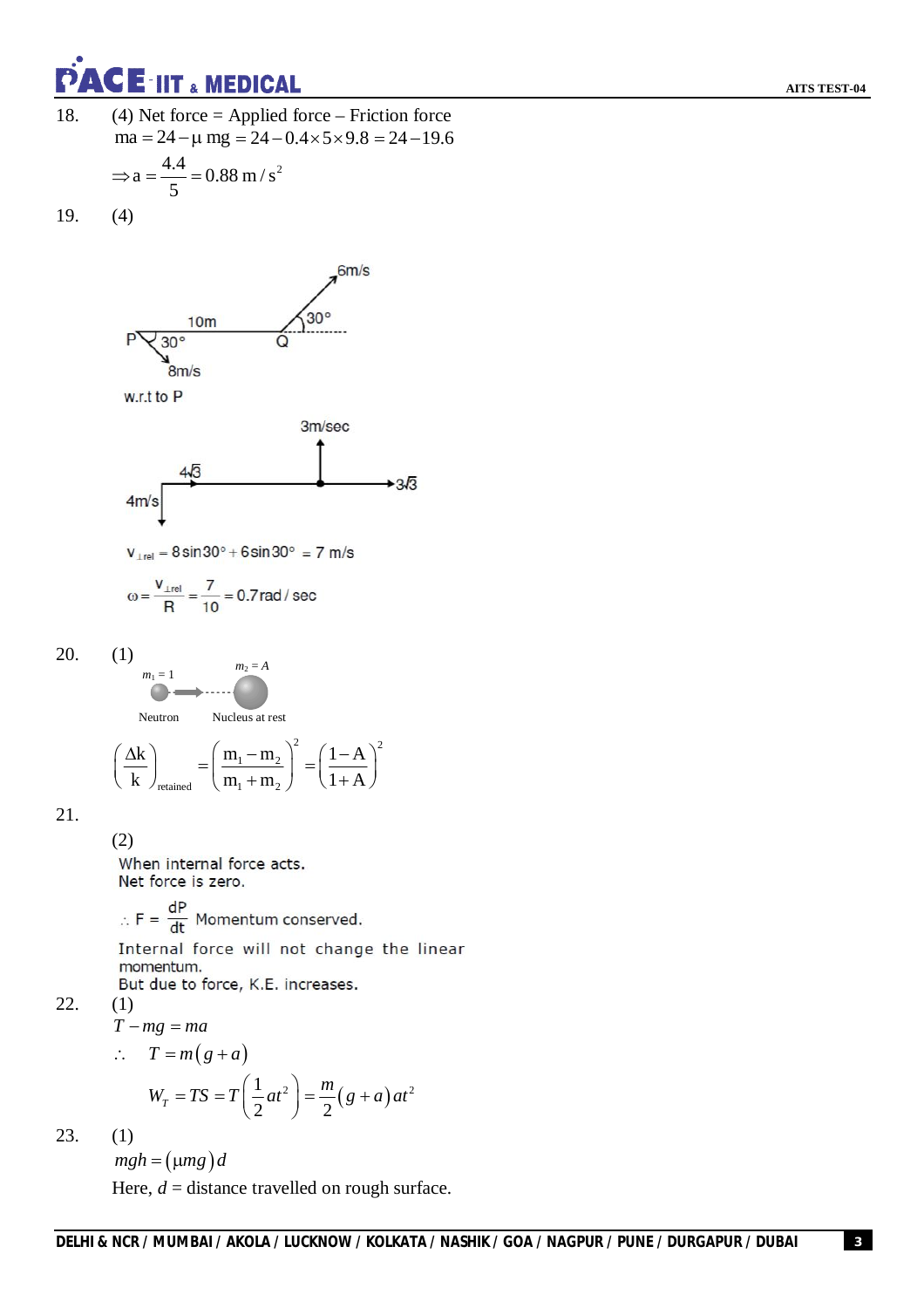18. (4) Net force = Applied force – Friction force

$$ma = 24 - \mu\, mg = 24 - 0.4 \times 5 \times 9.8 = 24 - 19.6$$

$$\Rightarrow a = \frac{4.4}{5} = 0.88\, m/s^2$$

19. (4)

10m

P 30°

8m/s

Q 30°

6m/s

w.r.t to P

3m/sec

$4\sqrt{3}$

4m/s

$3\sqrt{3}$

$$v_{\perp rel} = 8\sin 30° + 6\sin 30° = 7\text{ m/s}$$

$$\omega = \frac{v_{\perp rel}}{R} = \frac{7}{10} = 0.7\,\text{rad/sec}$$

20. (1)

$m_1 = 1$ Neutron

$m_2 = A$ Nucleus at rest

$$\left(\frac{\Delta k}{k}\right)_{retained} = \left(\frac{m_1 - m_2}{m_1 + m_2}\right)^2 = \left(\frac{1-A}{1+A}\right)^2$$

21. (2)

When internal force acts.
Net force is zero.

$\therefore F = \frac{dP}{dt}$ Momentum conserved.

Internal force will not change the linear momentum.
But due to force, K.E. increases.

22. (1)

$$T - mg = ma$$

$$\therefore \quad T = m(g+a)$$

$$W_T = TS = T\left(\frac{1}{2}at^2\right) = \frac{m}{2}(g+a)at^2$$

23. (1)

$$mgh = (\mu mg)d$$

Here, $d$ = distance travelled on rough surface.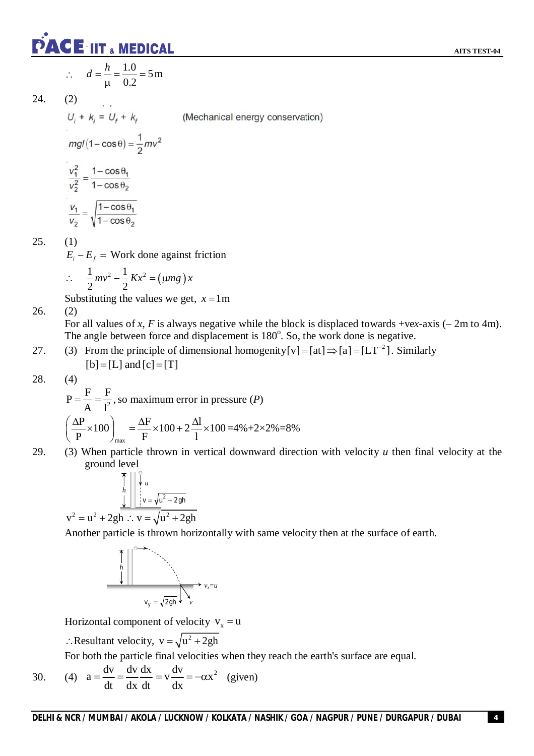$$\therefore \quad d = \frac{h}{\mu} = \frac{1.0}{0.2} = 5\,\text{m}$$

24. (2)

$U_i + k_i = U_f + k_f$ (Mechanical energy conservation)

$$mgl(1-\cos\theta) = \frac{1}{2}mv^2$$

$$\frac{v_1^2}{v_2^2} = \frac{1-\cos\theta_1}{1-\cos\theta_2}$$

$$\frac{v_1}{v_2} = \sqrt{\frac{1-\cos\theta_1}{1-\cos\theta_2}}$$

25. (1)

$E_i - E_f =$ Work done against friction

$$\therefore \quad \frac{1}{2}mv^2 - \frac{1}{2}Kx^2 = (\mu mg)x$$

Substituting the values we get, $x = 1\text{m}$

26. (2)

For all values of $x$, $F$ is always negative while the block is displaced towards +ve$x$-axis (– 2m to 4m). The angle between force and displacement is $180^o$. So, the work done is negative.

27. (3) From the principle of dimensional homogenity $[v] = [at] \Rightarrow [a] = [LT^{-2}]$. Similarly $[b] = [L]$ and $[c] = [T]$

28. (4)

$P = \frac{F}{A} = \frac{F}{l^2}$, so maximum error in pressure ($P$)

$$\left(\frac{\Delta P}{P}\times 100\right)_{max} = \frac{\Delta F}{F}\times 100 + 2\frac{\Delta l}{l}\times 100 = 4\% + 2\times 2\% = 8\%$$

29. (3) When particle thrown in vertical downward direction with velocity $u$ then final velocity at the ground level

$$v^2 = u^2 + 2gh \;\therefore\; v = \sqrt{u^2 + 2gh}$$

Another particle is thrown horizontally with same velocity then at the surface of earth.

Horizontal component of velocity $v_x = u$

$\therefore$ Resultant velocity, $v = \sqrt{u^2 + 2gh}$

For both the particle final velocities when they reach the earth's surface are equal.

30. (4) $a = \frac{dv}{dt} = \frac{dv}{dx}\frac{dx}{dt} = v\frac{dv}{dx} = -\alpha x^2$ (given)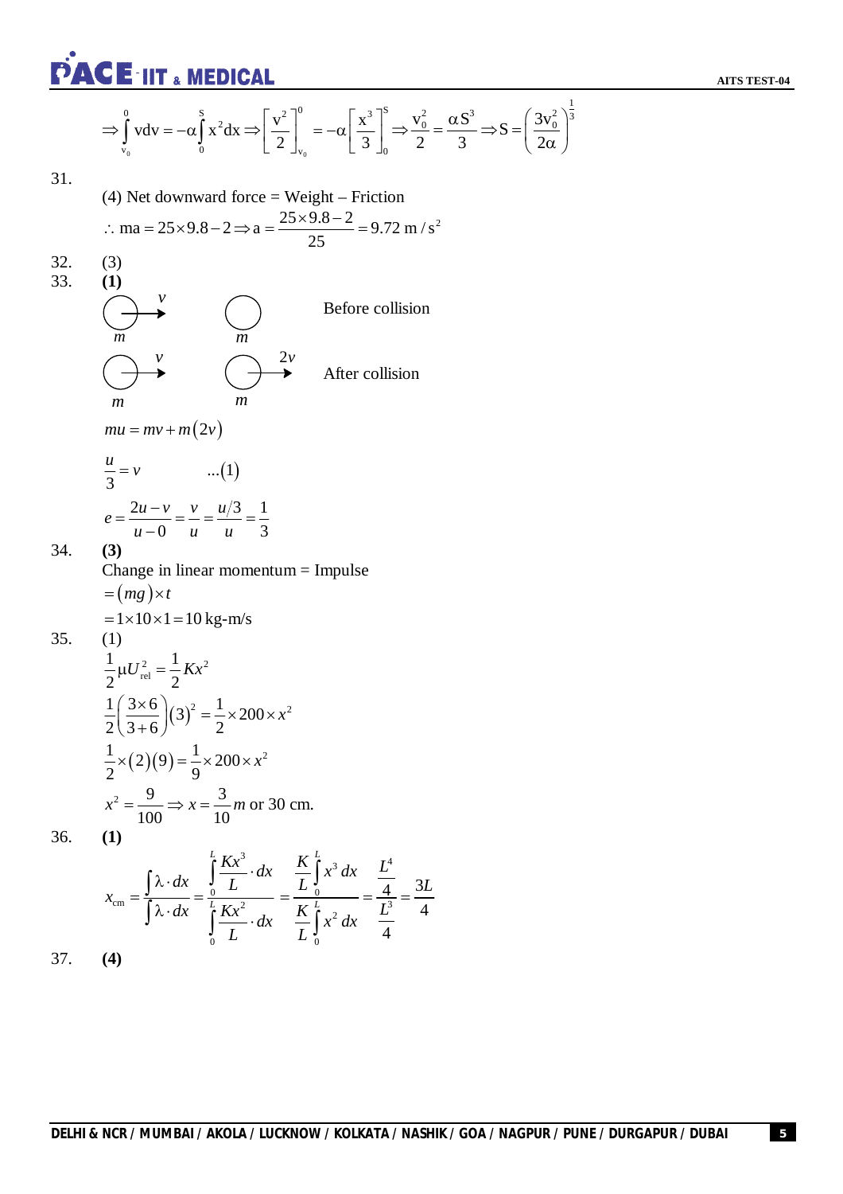$$\Rightarrow \int_{v_0}^{0} v\,dv = -\alpha \int_0^S x^2 dx \Rightarrow \left[\frac{v^2}{2}\right]_{v_0}^{0} = -\alpha\left[\frac{x^3}{3}\right]_0^S \Rightarrow \frac{v_0^2}{2} = \frac{\alpha S^3}{3} \Rightarrow S = \left(\frac{3v_0^2}{2\alpha}\right)^{\frac{1}{3}}$$

31. (4) Net downward force = Weight – Friction

$$\therefore ma = 25\times 9.8 - 2 \Rightarrow a = \frac{25\times 9.8 - 2}{25} = 9.72 \text{ m/s}^2$$

32. (3)

33. **(1)**

Before collision: $m$ moving with $v$ → , $m$ at rest

After collision: $m$ moving with $v$ → , $m$ moving with $2v$ →

$$mu = mv + m(2v)$$

$$\frac{u}{3} = v \qquad ...(1)$$

$$e = \frac{2u - v}{u - 0} = \frac{v}{u} = \frac{u/3}{u} = \frac{1}{3}$$

34. **(3)**

Change in linear momentum = Impulse

$= (mg)\times t$

$= 1\times 10\times 1 = 10$ kg-m/s

35. (1)

$$\frac{1}{2}\mu U_{\text{rel}}^2 = \frac{1}{2}Kx^2$$

$$\frac{1}{2}\left(\frac{3\times 6}{3+6}\right)(3)^2 = \frac{1}{2}\times 200\times x^2$$

$$\frac{1}{2}\times(2)(9) = \frac{1}{9}\times 200\times x^2$$

$$x^2 = \frac{9}{100} \Rightarrow x = \frac{3}{10} m \text{ or } 30 \text{ cm.}$$

36. **(1)**

$$x_{cm} = \frac{\int \lambda\cdot dx}{\int \lambda\cdot dx} = \frac{\int_0^L \frac{Kx^3}{L}\cdot dx}{\int_0^L \frac{Kx^2}{L}\cdot dx} = \frac{\frac{K}{L}\int_0^L x^3\,dx}{\frac{K}{L}\int_0^L x^2\,dx} = \frac{\frac{L^4}{4}}{\frac{L^3}{4}} = \frac{3L}{4}$$

37. **(4)**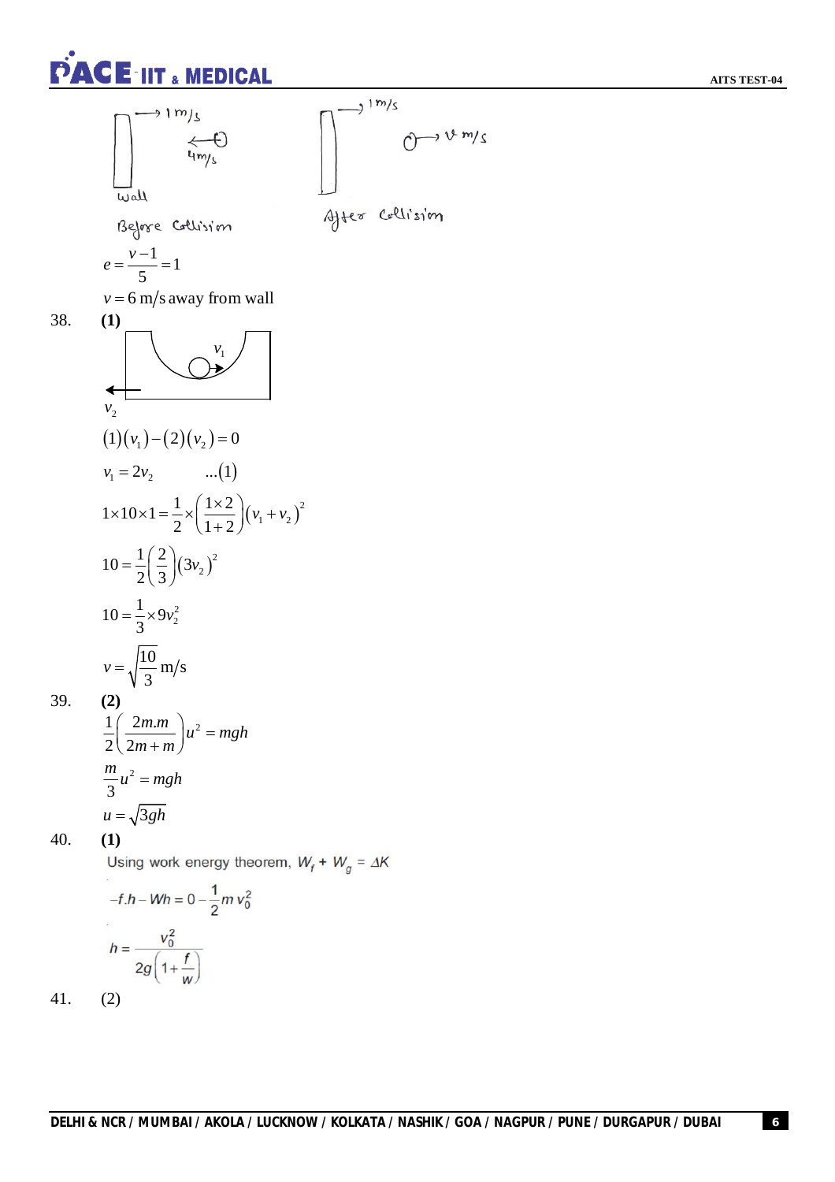Before Collision

After Collision

$$e = \frac{v-1}{5} = 1$$

$v = 6$ m/s away from wall

38. **(1)**

$$(1)(v_1) - (2)(v_2) = 0$$

$$v_1 = 2v_2 \qquad ...(1)$$

$$1 \times 10 \times 1 = \frac{1}{2} \times \left(\frac{1 \times 2}{1+2}\right)(v_1 + v_2)^2$$

$$10 = \frac{1}{2}\left(\frac{2}{3}\right)(3v_2)^2$$

$$10 = \frac{1}{3} \times 9v_2^2$$

$$v = \sqrt{\frac{10}{3}} \text{ m/s}$$

39. **(2)**

$$\frac{1}{2}\left(\frac{2m.m}{2m+m}\right)u^2 = mgh$$

$$\frac{m}{3}u^2 = mgh$$

$$u = \sqrt{3gh}$$

40. **(1)**

Using work energy theorem, $W_f + W_g = \Delta K$

$$-f.h - Wh = 0 - \frac{1}{2}m v_0^2$$

$$h = \frac{v_0^2}{2g\left(1 + \frac{f}{w}\right)}$$

41. (2)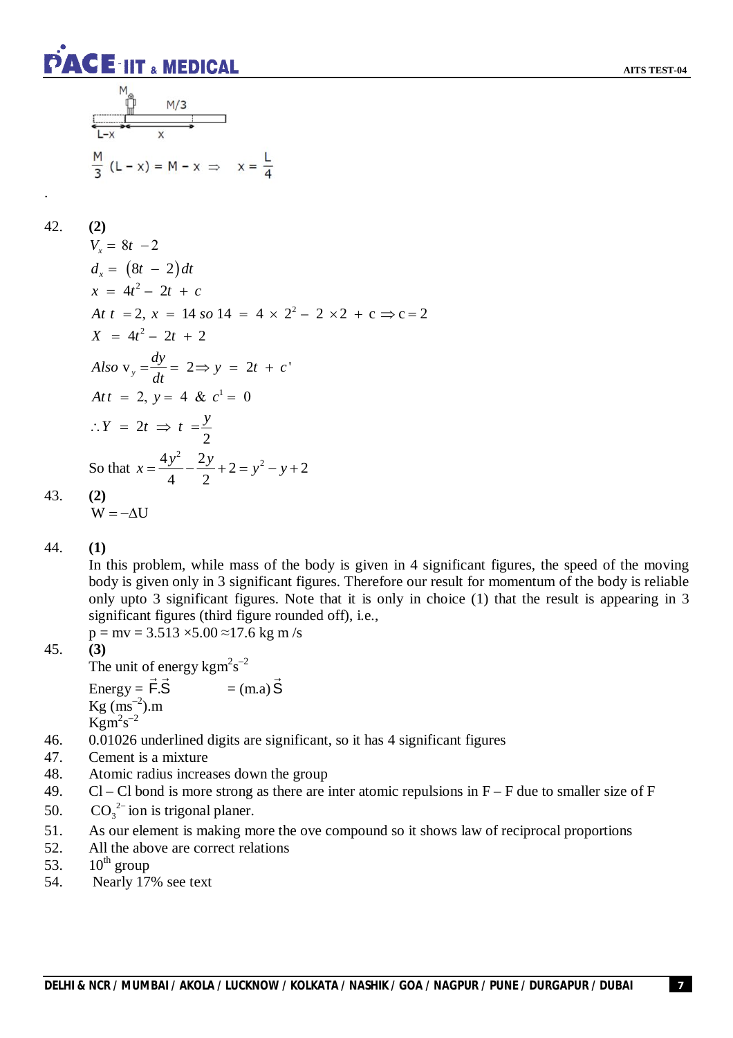M M/3

L−x x

$$\frac{M}{3}(L - x) = M - x \Rightarrow \quad x = \frac{L}{4}$$

.

42. **(2)**

$V_x = 8t - 2$

$d_x = (8t - 2)dt$

$x = 4t^2 - 2t + c$

$At\ t = 2,\ x = 14\ so\ 14 = 4 \times 2^2 - 2 \times 2 + c \Rightarrow c = 2$

$X = 4t^2 - 2t + 2$

$Also\ v_y = \frac{dy}{dt} = 2 \Rightarrow y = 2t + c'$

$At\ t = 2,\ y = 4\ \&\ c^1 = 0$

$\therefore Y = 2t \Rightarrow t = \frac{y}{2}$

So that $x = \frac{4y^2}{4} - \frac{2y}{2} + 2 = y^2 - y + 2$

43. **(2)**

$W = -\Delta U$

44. **(1)**

In this problem, while mass of the body is given in 4 significant figures, the speed of the moving body is given only in 3 significant figures. Therefore our result for momentum of the body is reliable only upto 3 significant figures. Note that it is only in choice (1) that the result is appearing in 3 significant figures (third figure rounded off), i.e.,

$p = mv = 3.513 \times 5.00 \approx 17.6$ kg m /s

45. **(3)**

The unit of energy $kgm^2s^{-2}$

Energy = $\vec{F}.\vec{S}$ $= (m.a)\vec{S}$

Kg $(ms^{-2})$.m

$Kgm^2s^{-2}$

46. 0.01026 underlined digits are significant, so it has 4 significant figures
47. Cement is a mixture
48. Atomic radius increases down the group
49. Cl – Cl bond is more strong as there are inter atomic repulsions in F – F due to smaller size of F
50. $CO_3^{2-}$ ion is trigonal planer.
51. As our element is making more the ove compound so it shows law of reciprocal proportions
52. All the above are correct relations
53. $10^{th}$ group
54. Nearly 17% see text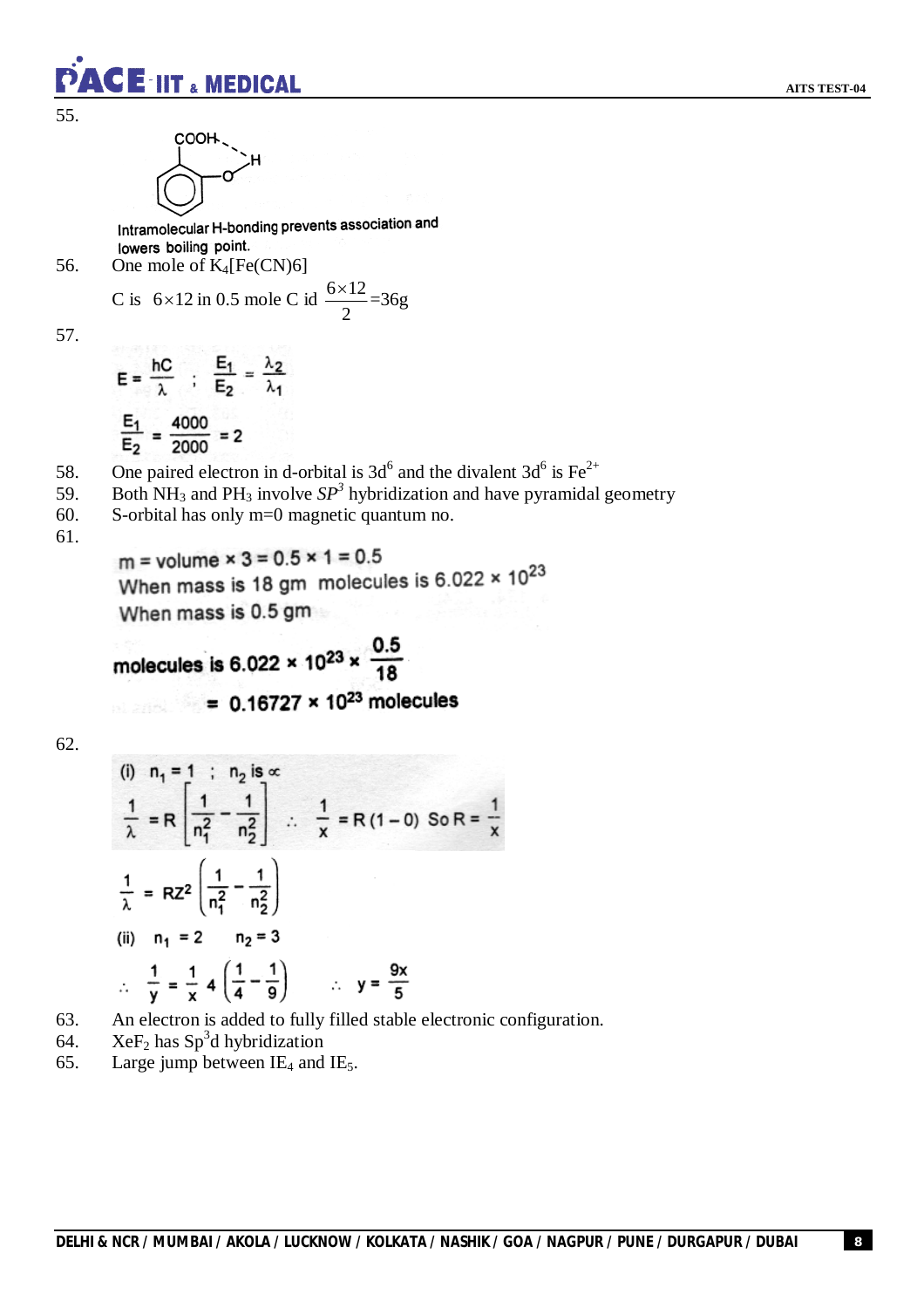55.

COOH---H–O (structure)

Intramolecular H-bonding prevents association and lowers boiling point.

56. One mole of $K_4[Fe(CN)6]$

C is $6 \times 12$ in 0.5 mole C id $\frac{6 \times 12}{2} = 36g$

57.

$$E = \frac{hC}{\lambda} \;;\; \frac{E_1}{E_2} = \frac{\lambda_2}{\lambda_1}$$

$$\frac{E_1}{E_2} = \frac{4000}{2000} = 2$$

58. One paired electron in d-orbital is $3d^6$ and the divalent $3d^6$ is $Fe^{2+}$

59. Both $NH_3$ and $PH_3$ involve $SP^3$ hybridization and have pyramidal geometry

60. S-orbital has only m=0 magnetic quantum no.

61.

m = volume × 3 = 0.5 × 1 = 0.5

When mass is 18 gm molecules is $6.022 \times 10^{23}$

When mass is 0.5 gm

molecules is $6.022 \times 10^{23} \times \frac{0.5}{18}$

$= 0.16727 \times 10^{23}$ molecules

62.

(i) $n_1 = 1$ ; $n_2$ is $\infty$

$$\frac{1}{\lambda} = R\left[\frac{1}{n_1^2} - \frac{1}{n_2^2}\right] \quad \therefore \quad \frac{1}{x} = R(1-0) \quad \text{So } R = \frac{1}{x}$$

$$\frac{1}{\lambda} = RZ^2\left(\frac{1}{n_1^2} - \frac{1}{n_2^2}\right)$$

(ii) $n_1 = 2$ $\quad n_2 = 3$

$$\therefore \quad \frac{1}{y} = \frac{1}{x} 4\left(\frac{1}{4} - \frac{1}{9}\right) \qquad \therefore \quad y = \frac{9x}{5}$$

63. An electron is added to fully filled stable electronic configuration.

64. $XeF_2$ has $Sp^3d$ hybridization

65. Large jump between $IE_4$ and $IE_5$.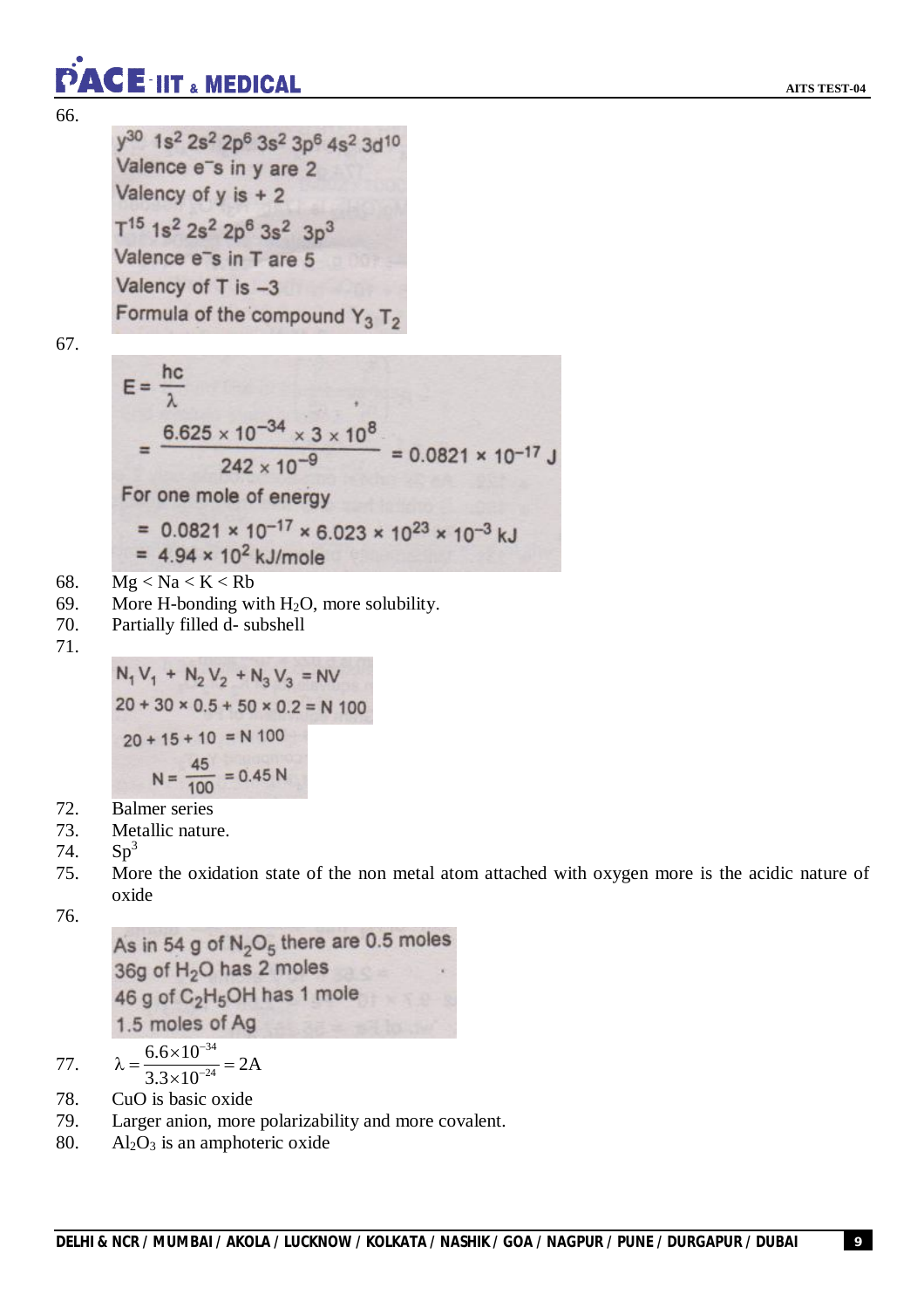66.

$y^{30}$ $1s^2 2s^2 2p^6 3s^2 3p^6 4s^2 3d^{10}$

Valence $e^-$s in y are 2

Valency of y is + 2

$T^{15}$ $1s^2 2s^2 2p^6 3s^2 3p^3$

Valence $e^-$s in T are 5

Valency of T is –3

Formula of the compound $Y_3 T_2$

67.

$$E = \frac{hc}{\lambda}$$

$$= \frac{6.625 \times 10^{-34} \times 3 \times 10^{8}}{242 \times 10^{-9}} = 0.0821 \times 10^{-17} \text{ J}$$

For one mole of energy

$$= 0.0821 \times 10^{-17} \times 6.023 \times 10^{23} \times 10^{-3} \text{ kJ}$$

$$= 4.94 \times 10^{2} \text{ kJ/mole}$$

68. Mg < Na < K < Rb

69. More H-bonding with $H_2O$, more solubility.

70. Partially filled d- subshell

71.

$$N_1 V_1 + N_2 V_2 + N_3 V_3 = NV$$

$$20 + 30 \times 0.5 + 50 \times 0.2 = N\,100$$

$$20 + 15 + 10 = N\,100$$

$$N = \frac{45}{100} = 0.45 \text{ N}$$

72. Balmer series

73. Metallic nature.

74. $Sp^3$

75. More the oxidation state of the non metal atom attached with oxygen more is the acidic nature of oxide

76.

As in 54 g of $N_2O_5$ there are 0.5 moles

36g of $H_2O$ has 2 moles

46 g of $C_2H_5OH$ has 1 mole

1.5 moles of Ag

77. $\lambda = \dfrac{6.6 \times 10^{-34}}{3.3 \times 10^{-24}} = 2\text{A}$

78. CuO is basic oxide

79. Larger anion, more polarizability and more covalent.

80. $Al_2O_3$ is an amphoteric oxide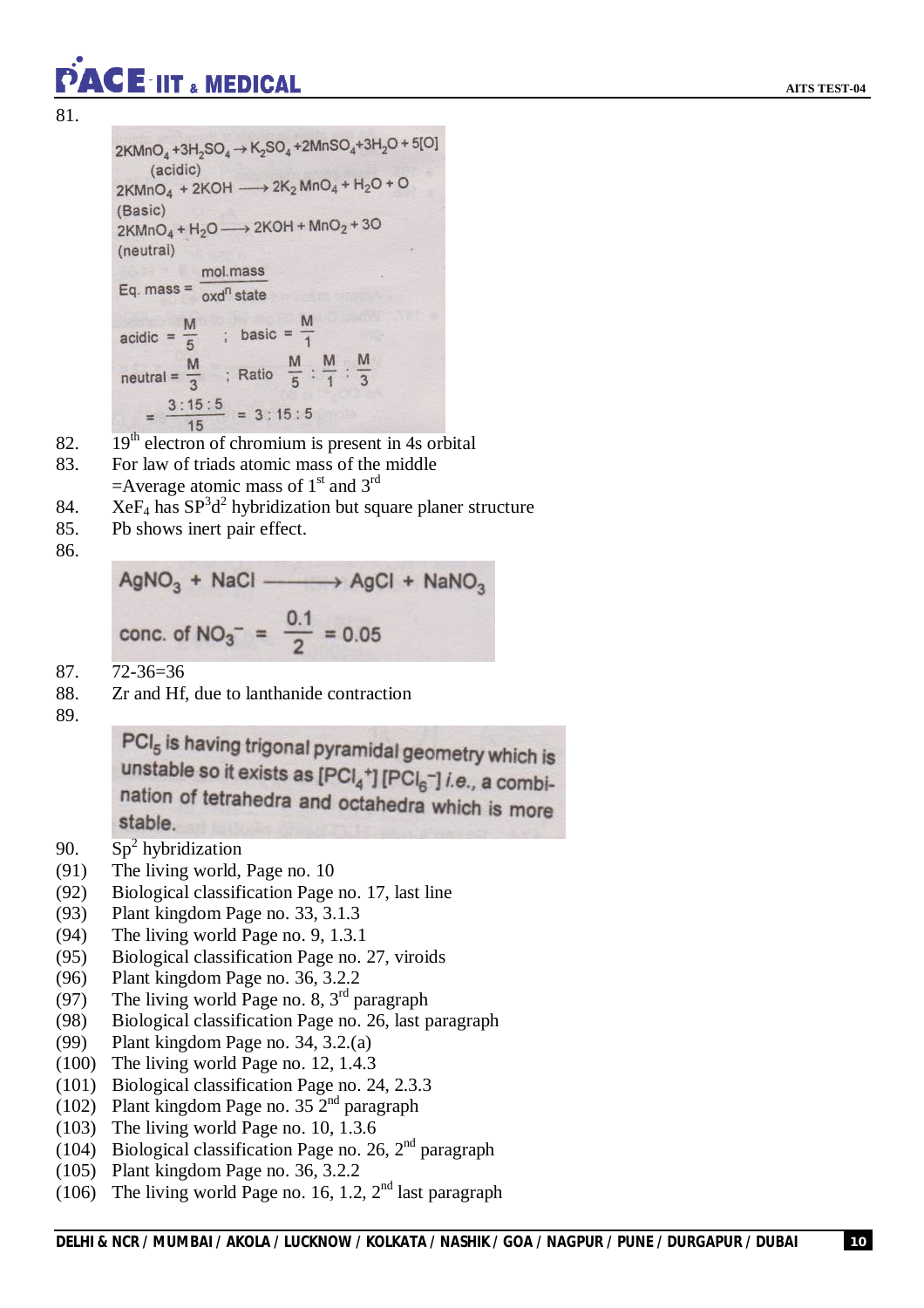81.

$$2KMnO_4 + 3H_2SO_4 \rightarrow K_2SO_4 + 2MnSO_4 + 3H_2O + 5[O]$$
(acidic)

$$2KMnO_4 + 2KOH \longrightarrow 2K_2MnO_4 + H_2O + O$$
(Basic)

$$2KMnO_4 + H_2O \longrightarrow 2KOH + MnO_2 + 3O$$
(neutral)

$$\text{Eq. mass} = \frac{\text{mol.mass}}{\text{oxd}^n \text{ state}}$$

$$\text{acidic} = \frac{M}{5} \quad ; \quad \text{basic} = \frac{M}{1}$$

$$\text{neutral} = \frac{M}{3} \quad ; \quad \text{Ratio} \quad \frac{M}{5} : \frac{M}{1} : \frac{M}{3}$$

$$= \frac{3:15:5}{15} = 3:15:5$$

82. $19^{th}$ electron of chromium is present in 4s orbital

83. For law of triads atomic mass of the middle =Average atomic mass of $1^{st}$ and $3^{rd}$

84. $XeF_4$ has $SP^3d^2$ hybridization but square planer structure

85. Pb shows inert pair effect.

86.

$$AgNO_3 + NaCl \longrightarrow AgCl + NaNO_3$$

$$\text{conc. of } NO_3^- = \frac{0.1}{2} = 0.05$$

87. 72-36=36

88. Zr and Hf, due to lanthanide contraction

89. $PCl_5$ is having trigonal pyramidal geometry which is unstable so it exists as $[PCl_4^+][PCl_6^-]$ *i.e.*, a combination of tetrahedra and octahedra which is more stable.

90. $Sp^2$ hybridization

(91) The living world, Page no. 10

(92) Biological classification Page no. 17, last line

(93) Plant kingdom Page no. 33, 3.1.3

(94) The living world Page no. 9, 1.3.1

(95) Biological classification Page no. 27, viroids

(96) Plant kingdom Page no. 36, 3.2.2

(97) The living world Page no. 8, $3^{rd}$ paragraph

(98) Biological classification Page no. 26, last paragraph

(99) Plant kingdom Page no. 34, 3.2.(a)

(100) The living world Page no. 12, 1.4.3

(101) Biological classification Page no. 24, 2.3.3

(102) Plant kingdom Page no. 35 $2^{nd}$ paragraph

(103) The living world Page no. 10, 1.3.6

(104) Biological classification Page no. 26, $2^{nd}$ paragraph

(105) Plant kingdom Page no. 36, 3.2.2

(106) The living world Page no. 16, 1.2, $2^{nd}$ last paragraph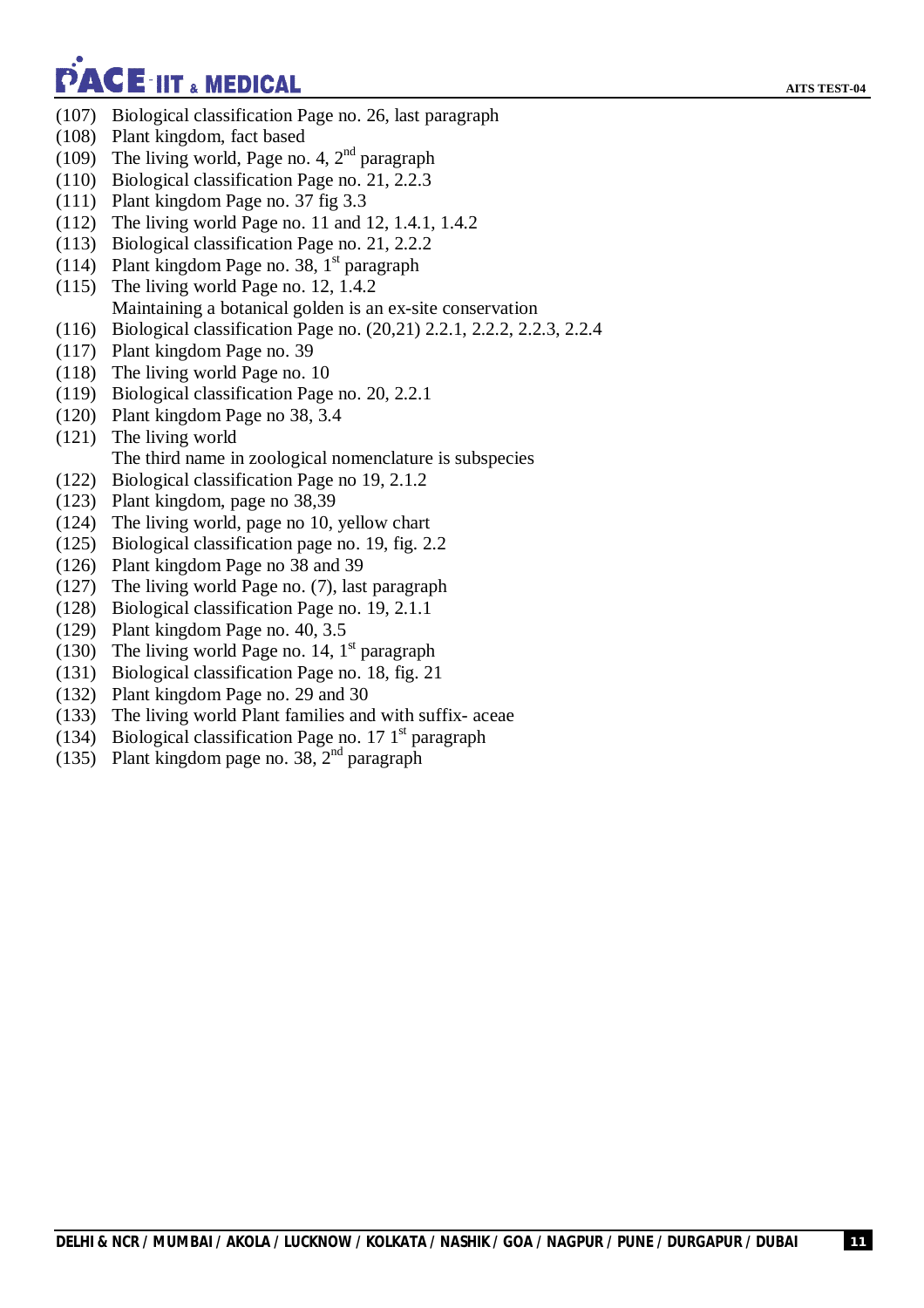(107) Biological classification Page no. 26, last paragraph
(108) Plant kingdom, fact based
(109) The living world, Page no. 4, 2nd paragraph
(110) Biological classification Page no. 21, 2.2.3
(111) Plant kingdom Page no. 37 fig 3.3
(112) The living world Page no. 11 and 12, 1.4.1, 1.4.2
(113) Biological classification Page no. 21, 2.2.2
(114) Plant kingdom Page no. 38, 1st paragraph
(115) The living world Page no. 12, 1.4.2
Maintaining a botanical golden is an ex-site conservation
(116) Biological classification Page no. (20,21) 2.2.1, 2.2.2, 2.2.3, 2.2.4
(117) Plant kingdom Page no. 39
(118) The living world Page no. 10
(119) Biological classification Page no. 20, 2.2.1
(120) Plant kingdom Page no 38, 3.4
(121) The living world
The third name in zoological nomenclature is subspecies
(122) Biological classification Page no 19, 2.1.2
(123) Plant kingdom, page no 38,39
(124) The living world, page no 10, yellow chart
(125) Biological classification page no. 19, fig. 2.2
(126) Plant kingdom Page no 38 and 39
(127) The living world Page no. (7), last paragraph
(128) Biological classification Page no. 19, 2.1.1
(129) Plant kingdom Page no. 40, 3.5
(130) The living world Page no. 14, 1st paragraph
(131) Biological classification Page no. 18, fig. 21
(132) Plant kingdom Page no. 29 and 30
(133) The living world Plant families and with suffix- aceae
(134) Biological classification Page no. 17 1st paragraph
(135) Plant kingdom page no. 38, 2nd paragraph